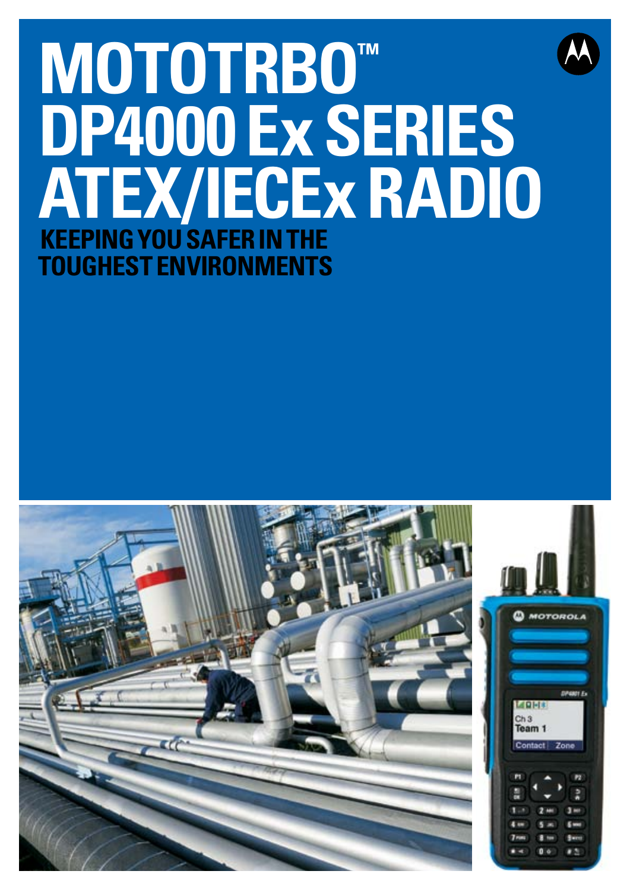# MOTOTRBO™ DP4000 Ex SERIES ATEX/IECEx RADIO

## KEEPING YOU SAFER IN THE TOUGHEST ENVIRONMENTS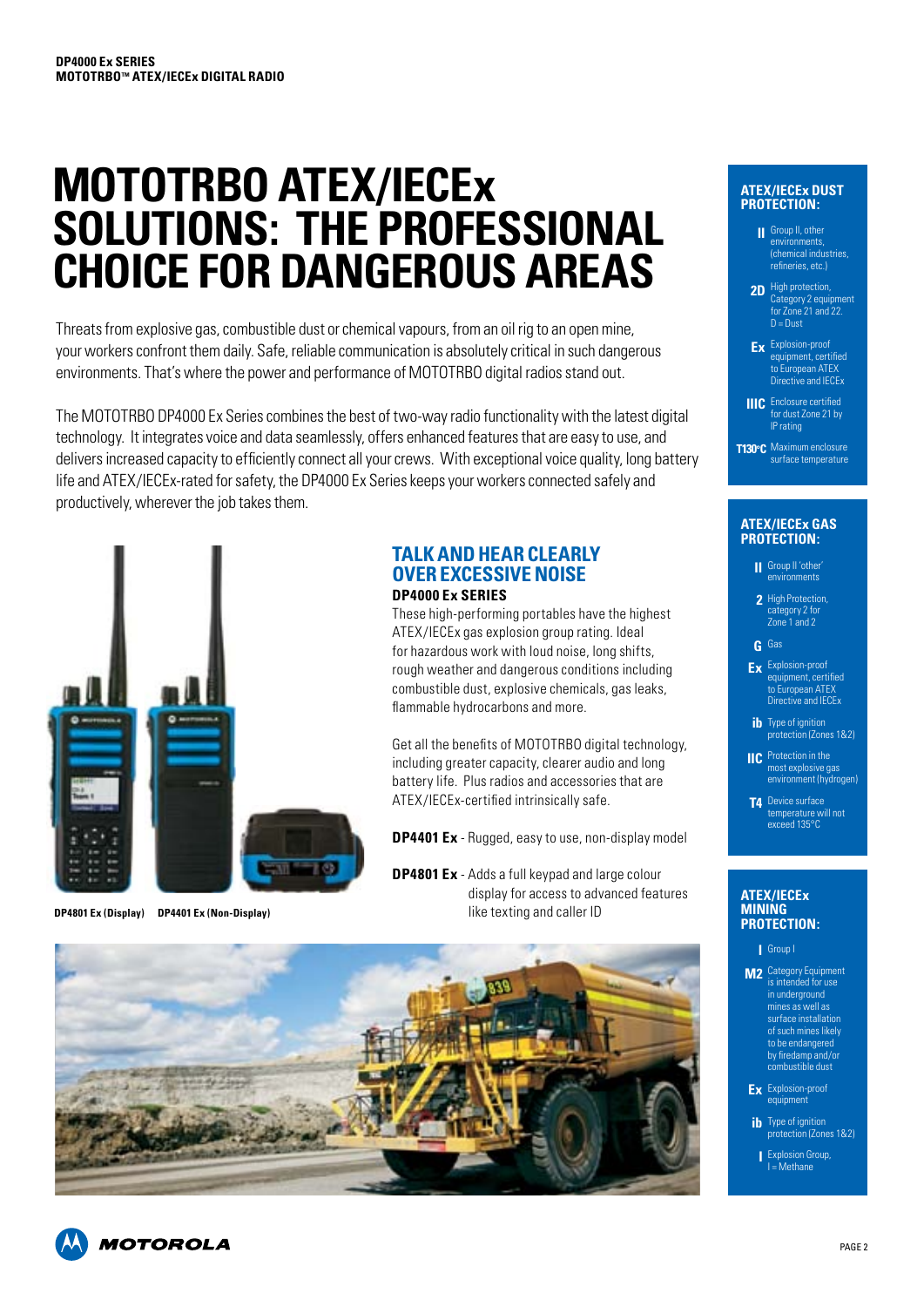# MOTOTRBO ATEX/IECEx SOLUTIONS: THE PROFESSIONAL CHOICE FOR DANGEROUS AREAS

Threats from explosive gas, combustible dust or chemical vapours, from an oil rig to an open mine, your workers confront them daily. Safe, reliable communication is absolutely critical in such dangerous environments. That's where the power and performance of MOTOTRBO digital radios stand out.

The MOTOTRBO DP4000 Ex Series combines the best of two-way radio functionality with the latest digital technology. It integrates voice and data seamlessly, offers enhanced features that are easy to use, and delivers increased capacity to efficiently connect all your crews. With exceptional voice quality, long battery life and ATEX/IECEx-rated for safety, the DP4000 Ex Series keeps your workers connected safely and productively, wherever the job takes them.

DP4801 Ex (Display) DP4401 Ex (Non-Display)

## TALK AND HEAR CLEARLY OVER EXCESSIVE NOISE

**DP4000 Ex SERIES**

These high-performing portables have the highest ATEX/IECEx gas explosion group rating. Ideal for hazardous work with loud noise, long shifts, rough weather and dangerous conditions including combustible dust, explosive chemicals, gas leaks, flammable hydrocarbons and more.

Get all the benefits of MOTOTRBO digital technology, including greater capacity, clearer audio and long battery life. Plus radios and accessories that are ATEX/IECEx-certified intrinsically safe.

**DP4401 Ex** - Rugged, easy to use, non-display model

**DP4801 Ex** - Adds a full keypad and large colour display for access to advanced features like texting and caller ID

## ATEX/IECEx DUST PROTECTION:

- **II** Group II, other environments, (chemical industries, refineries, etc.)
- **2D** High protection, Category 2 equipment for Zone 21 and 22. D = Dust
- **Ex** Explosion-proof equipment, certified to European ATEX Directive and IECEx
- **IIIC** Enclosure certified for dust Zone 21 by IP rating
- **T130°C** Maximum enclosure surface temperature

## ATEX/IECEx GAS PROTECTION:

- **II** Group II 'other' environments
- **2** High Protection, category 2 for Zone 1 and 2
- **G** Gas
- **Ex** Explosion-proof equipment, certified to European ATEX Directive and IECEx
- **ib** Type of ignition protection (Zones 1&2)
- **IIC** Protection in the most explosive gas environment (hydrogen)
- **T4** Device surface temperature will not exceed 135°C

## ATEX/IECEx MINING PROTECTION:

- **I** Group I
- **M2** Category Equipment is intended for use in underground mines as well as surface installation of such mines likely to be endangered by firedamp and/or combustible dust
- **Ex** Explosion-proof equipment
- **ib** Type of ignition protection (Zones 1&2)
- **I** Explosion Group, I = Methane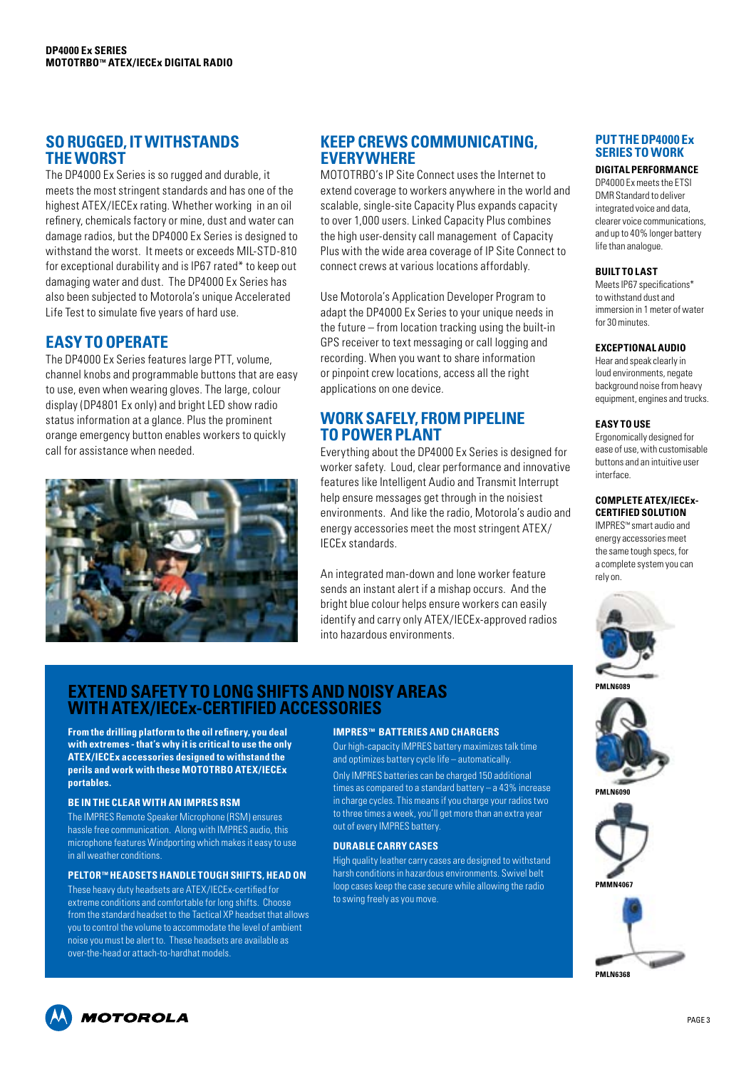## SO RUGGED, IT WITHSTANDS THE WORST

The DP4000 Ex Series is so rugged and durable, it meets the most stringent standards and has one of the highest ATEX/IECEx rating. Whether working in an oil refinery, chemicals factory or mine, dust and water can damage radios, but the DP4000 Ex Series is designed to withstand the worst. It meets or exceeds MIL-STD-810 for exceptional durability and is IP67 rated* to keep out damaging water and dust. The DP4000 Ex Series has also been subjected to Motorola's unique Accelerated Life Test to simulate five years of hard use.

## EASY TO OPERATE

The DP4000 Ex Series features large PTT, volume, channel knobs and programmable buttons that are easy to use, even when wearing gloves. The large, colour display (DP4801 Ex only) and bright LED show radio status information at a glance. Plus the prominent orange emergency button enables workers to quickly call for assistance when needed.

## KEEP CREWS COMMUNICATING, EVERYWHERE

MOTOTRBO's IP Site Connect uses the Internet to extend coverage to workers anywhere in the world and scalable, single-site Capacity Plus expands capacity to over 1,000 users. Linked Capacity Plus combines the high user-density call management of Capacity Plus with the wide area coverage of IP Site Connect to connect crews at various locations affordably.

Use Motorola's Application Developer Program to adapt the DP4000 Ex Series to your unique needs in the future – from location tracking using the built-in GPS receiver to text messaging or call logging and recording. When you want to share information or pinpoint crew locations, access all the right applications on one device.

## WORK SAFELY, FROM PIPELINE TO POWER PLANT

Everything about the DP4000 Ex Series is designed for worker safety. Loud, clear performance and innovative features like Intelligent Audio and Transmit Interrupt help ensure messages get through in the noisiest environments. And like the radio, Motorola's audio and energy accessories meet the most stringent ATEX/IECEx standards.

An integrated man-down and lone worker feature sends an instant alert if a mishap occurs. And the bright blue colour helps ensure workers can easily identify and carry only ATEX/IECEx-approved radios into hazardous environments.

## PUT THE DP4000 Ex SERIES TO WORK

**DIGITAL PERFORMANCE**
DP4000 Ex meets the ETSI DMR Standard to deliver integrated voice and data, clearer voice communications, and up to 40% longer battery life than analogue.

**BUILT TO LAST**
Meets IP67 specifications* to withstand dust and immersion in 1 meter of water for 30 minutes.

**EXCEPTIONAL AUDIO**
Hear and speak clearly in loud environments, negate background noise from heavy equipment, engines and trucks.

**EASY TO USE**
Ergonomically designed for ease of use, with customisable buttons and an intuitive user interface.

**COMPLETE ATEX/IECEx-CERTIFIED SOLUTION**
IMPRES™ smart audio and energy accessories meet the same tough specs, for a complete system you can rely on.

PMLN6089

PMLN6090

PMMN4067

PMLN6368

## EXTEND SAFETY TO LONG SHIFTS AND NOISY AREAS WITH ATEX/IECEx-CERTIFIED ACCESSORIES

**From the drilling platform to the oil refinery, you deal with extremes - that's why it is critical to use the only ATEX/IECEx accessories designed to withstand the perils and work with these MOTOTRBO ATEX/IECEx portables.**

### BE IN THE CLEAR WITH AN IMPRES RSM

The IMPRES Remote Speaker Microphone (RSM) ensures hassle free communication. Along with IMPRES audio, this microphone features Windporting which makes it easy to use in all weather conditions.

### PELTOR™ HEADSETS HANDLE TOUGH SHIFTS, HEAD ON

These heavy duty headsets are ATEX/IECEx-certified for extreme conditions and comfortable for long shifts. Choose from the standard headset to the Tactical XP headset that allows you to control the volume to accommodate the level of ambient noise you must be alert to. These headsets are available as over-the-head or attach-to-hardhat models.

### IMPRES™ BATTERIES AND CHARGERS

Our high-capacity IMPRES battery maximizes talk time and optimizes battery cycle life – automatically.

Only IMPRES batteries can be charged 150 additional times as compared to a standard battery – a 43% increase in charge cycles. This means if you charge your radios two to three times a week, you'll get more than an extra year out of every IMPRES battery.

### DURABLE CARRY CASES

High quality leather carry cases are designed to withstand harsh conditions in hazardous environments. Swivel belt loop cases keep the case secure while allowing the radio to swing freely as you move.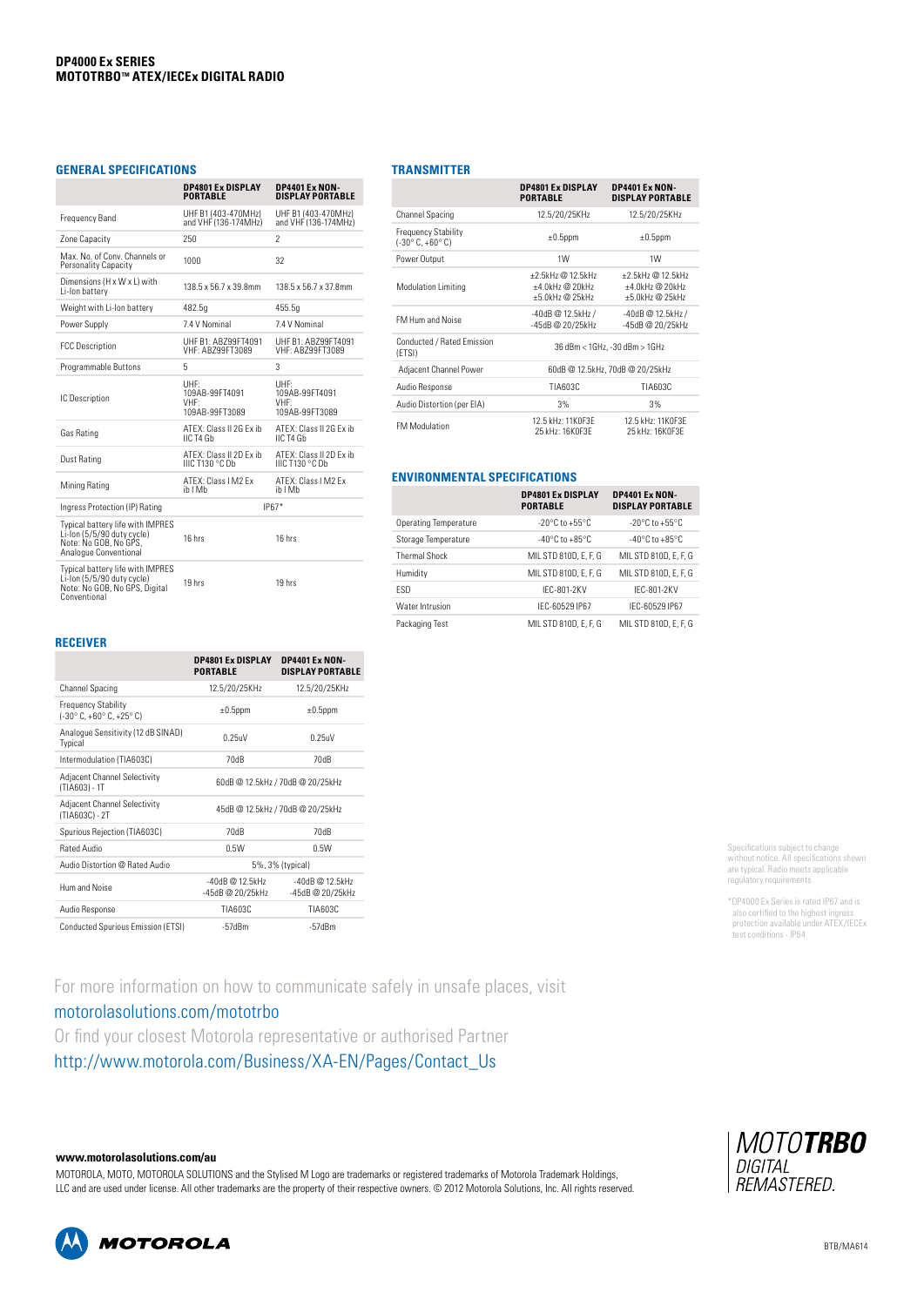# DP4000 Ex SERIES
# MOTOTRBO™ ATEX/IECEx DIGITAL RADIO

## GENERAL SPECIFICATIONS

| | DP4801 Ex DISPLAY PORTABLE | DP4401 Ex NON-DISPLAY PORTABLE |
|---|---|---|
| Frequency Band | UHF B1 (403-470MHz) and VHF (136-174MHz) | UHF B1 (403-470MHz) and VHF (136-174MHz) |
| Zone Capacity | 250 | 2 |
| Max. No. of Conv. Channels or Personality Capacity | 1000 | 32 |
| Dimensions (H x W x L) with Li-Ion battery | 138.5 x 56.7 x 39.8mm | 138.5 x 56.7 x 37.8mm |
| Weight with Li-Ion battery | 482.5g | 455.5g |
| Power Supply | 7.4 V Nominal | 7.4 V Nominal |
| FCC Description | UHF B1: ABZ99FT4091 VHF: ABZ99FT3089 | UHF B1: ABZ99FT4091 VHF: ABZ99FT3089 |
| Programmable Buttons | 5 | 3 |
| IC Description | UHF: 109AB-99FT4091 VHF: 109AB-99FT3089 | UHF: 109AB-99FT4091 VHF: 109AB-99FT3089 |
| Gas Rating | ATEX: Class II 2G Ex ib IIC T4 Gb | ATEX: Class II 2G Ex ib IIC T4 Gb |
| Dust Rating | ATEX: Class II 2D Ex ib IIIC T130 °C Db | ATEX: Class II 2D Ex ib IIIC T130 °C Db |
| Mining Rating | ATEX: Class I M2 Ex ib I Mb | ATEX: Class I M2 Ex ib I Mb |
| Ingress Protection (IP) Rating | IP67* | |
| Typical battery life with IMPRES Li-Ion (5/5/90 duty cycle) Note: No GOB, No GPS, Analogue Conventional | 16 hrs | 16 hrs |
| Typical battery life with IMPRES Li-Ion (5/5/90 duty cycle) Note: No GOB, No GPS, Digital Conventional | 19 hrs | 19 hrs |

## RECEIVER

| | DP4801 Ex DISPLAY PORTABLE | DP4401 Ex NON-DISPLAY PORTABLE |
|---|---|---|
| Channel Spacing | 12.5/20/25KHz | 12.5/20/25KHz |
| Frequency Stability (-30° C, +60° C, +25° C) | ±0.5ppm | ±0.5ppm |
| Analogue Sensitivity (12 dB SINAD) Typical | 0.25uV | 0.25uV |
| Intermodulation (TIA603C) | 70dB | 70dB |
| Adjacent Channel Selectivity (TIA603) - 1T | 60dB @ 12.5kHz / 70dB @ 20/25kHz | |
| Adjacent Channel Selectivity (TIA603C) - 2T | 45dB @ 12.5kHz / 70dB @ 20/25kHz | |
| Spurious Rejection (TIA603C) | 70dB | 70dB |
| Rated Audio | 0.5W | 0.5W |
| Audio Distortion @ Rated Audio | 5%, 3% (typical) | |
| Hum and Noise | -40dB @ 12.5kHz -45dB @ 20/25kHz | -40dB @ 12.5kHz -45dB @ 20/25kHz |
| Audio Response | TIA603C | TIA603C |
| Conducted Spurious Emission (ETSI) | -57dBm | -57dBm |

## TRANSMITTER

| | DP4801 Ex DISPLAY PORTABLE | DP4401 Ex NON-DISPLAY PORTABLE |
|---|---|---|
| Channel Spacing | 12.5/20/25KHz | 12.5/20/25KHz |
| Frequency Stability (-30° C, +60° C) | ±0.5ppm | ±0.5ppm |
| Power Output | 1W | 1W |
| Modulation Limiting | ±2.5kHz @ 12.5kHz ±4.0kHz @ 20kHz ±5.0kHz @ 25kHz | ±2.5kHz @ 12.5kHz ±4.0kHz @ 20kHz ±5.0kHz @ 25kHz |
| FM Hum and Noise | -40dB @ 12.5kHz / -45dB @ 20/25kHz | -40dB @ 12.5kHz / -45dB @ 20/25kHz |
| Conducted / Rated Emission (ETSI) | 36 dBm < 1GHz, -30 dBm > 1GHz | |
| Adjacent Channel Power | 60dB @ 12.5kHz, 70dB @ 20/25kHz | |
| Audio Response | TIA603C | TIA603C |
| Audio Distortion (per EIA) | 3% | 3% |
| FM Modulation | 12.5 kHz: 11K0F3E 25 kHz: 16K0F3E | 12.5 kHz: 11K0F3E 25 kHz: 16K0F3E |

## ENVIRONMENTAL SPECIFICATIONS

| | DP4801 Ex DISPLAY PORTABLE | DP4401 Ex NON-DISPLAY PORTABLE |
|---|---|---|
| Operating Temperature | -20°C to +55°C | -20°C to +55°C |
| Storage Temperature | -40°C to +85°C | -40°C to +85°C |
| Thermal Shock | MIL STD 810D, E, F, G | MIL STD 810D, E, F, G |
| Humidity | MIL STD 810D, E, F, G | MIL STD 810D, E, F, G |
| ESD | IEC-801-2KV | IEC-801-2KV |
| Water Intrusion | IEC-60529 IP67 | IEC-60529 IP67 |
| Packaging Test | MIL STD 810D, E, F, G | MIL STD 810D, E, F, G |

Specifications subject to change without notice. All specifications shown are typical. Radio meets applicable regulatory requirements

*DP4000 Ex Series is rated IP67 and is also certified to the highest ingress protection available under ATEX/IECEx test conditions - IP64

For more information on how to communicate safely in unsafe places, visit
motorolasolutions.com/mototrbo
Or find your closest Motorola representative or authorised Partner
http://www.motorola.com/Business/XA-EN/Pages/Contact_Us

**www.motorolasolutions.com/au**

MOTOROLA, MOTO, MOTOROLA SOLUTIONS and the Stylised M Logo are trademarks or registered trademarks of Motorola Trademark Holdings, LLC and are used under license. All other trademarks are the property of their respective owners. © 2012 Motorola Solutions, Inc. All rights reserved.

MOTOTRBO DIGITAL REMASTERED.

MOTOROLA

BTB/MA614